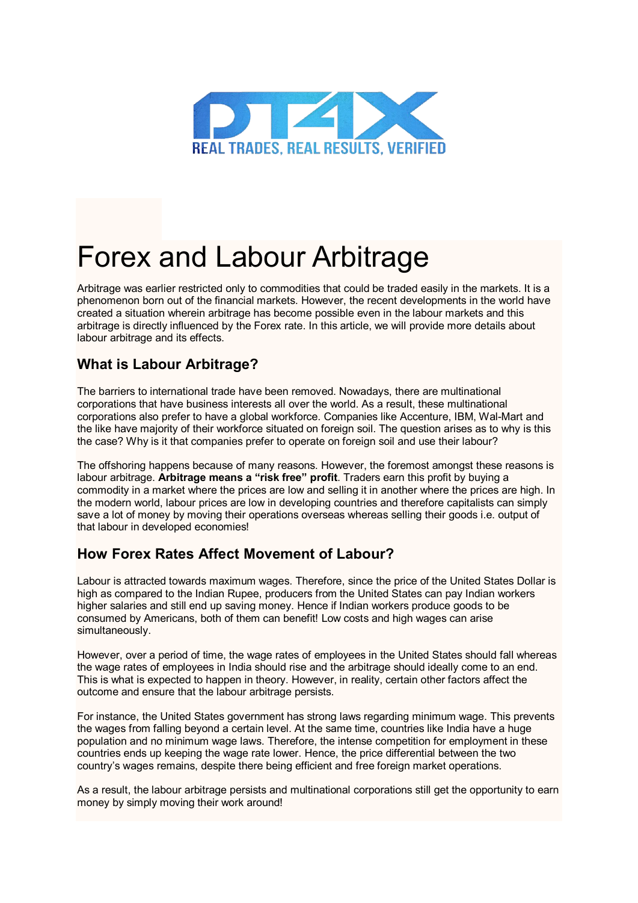DT4X

REAL TRADES, REAL RESULTS, VERIFIED

# Forex and Labour Arbitrage

Arbitrage was earlier restricted only to commodities that could be traded easily in the markets. It is a phenomenon born out of the financial markets. However, the recent developments in the world have created a situation wherein arbitrage has become possible even in the labour markets and this arbitrage is directly influenced by the Forex rate. In this article, we will provide more details about labour arbitrage and its effects.

## What is Labour Arbitrage?

The barriers to international trade have been removed. Nowadays, there are multinational corporations that have business interests all over the world. As a result, these multinational corporations also prefer to have a global workforce. Companies like Accenture, IBM, Wal-Mart and the like have majority of their workforce situated on foreign soil. The question arises as to why is this the case? Why is it that companies prefer to operate on foreign soil and use their labour?

The offshoring happens because of many reasons. However, the foremost amongst these reasons is labour arbitrage. **Arbitrage means a "risk free" profit**. Traders earn this profit by buying a commodity in a market where the prices are low and selling it in another where the prices are high. In the modern world, labour prices are low in developing countries and therefore capitalists can simply save a lot of money by moving their operations overseas whereas selling their goods i.e. output of that labour in developed economies!

## How Forex Rates Affect Movement of Labour?

Labour is attracted towards maximum wages. Therefore, since the price of the United States Dollar is high as compared to the Indian Rupee, producers from the United States can pay Indian workers higher salaries and still end up saving money. Hence if Indian workers produce goods to be consumed by Americans, both of them can benefit! Low costs and high wages can arise simultaneously.

However, over a period of time, the wage rates of employees in the United States should fall whereas the wage rates of employees in India should rise and the arbitrage should ideally come to an end. This is what is expected to happen in theory. However, in reality, certain other factors affect the outcome and ensure that the labour arbitrage persists.

For instance, the United States government has strong laws regarding minimum wage. This prevents the wages from falling beyond a certain level. At the same time, countries like India have a huge population and no minimum wage laws. Therefore, the intense competition for employment in these countries ends up keeping the wage rate lower. Hence, the price differential between the two country's wages remains, despite there being efficient and free foreign market operations.

As a result, the labour arbitrage persists and multinational corporations still get the opportunity to earn money by simply moving their work around!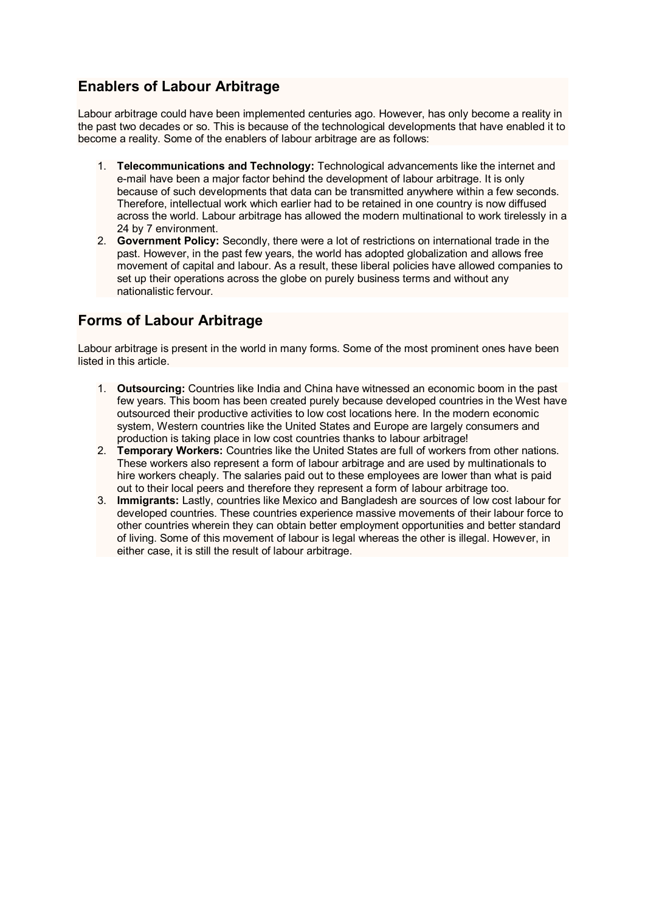## Enablers of Labour Arbitrage

Labour arbitrage could have been implemented centuries ago. However, has only become a reality in the past two decades or so. This is because of the technological developments that have enabled it to become a reality. Some of the enablers of labour arbitrage are as follows:

1. **Telecommunications and Technology:** Technological advancements like the internet and e-mail have been a major factor behind the development of labour arbitrage. It is only because of such developments that data can be transmitted anywhere within a few seconds. Therefore, intellectual work which earlier had to be retained in one country is now diffused across the world. Labour arbitrage has allowed the modern multinational to work tirelessly in a 24 by 7 environment.
2. **Government Policy:** Secondly, there were a lot of restrictions on international trade in the past. However, in the past few years, the world has adopted globalization and allows free movement of capital and labour. As a result, these liberal policies have allowed companies to set up their operations across the globe on purely business terms and without any nationalistic fervour.

## Forms of Labour Arbitrage

Labour arbitrage is present in the world in many forms. Some of the most prominent ones have been listed in this article.

1. **Outsourcing:** Countries like India and China have witnessed an economic boom in the past few years. This boom has been created purely because developed countries in the West have outsourced their productive activities to low cost locations here. In the modern economic system, Western countries like the United States and Europe are largely consumers and production is taking place in low cost countries thanks to labour arbitrage!
2. **Temporary Workers:** Countries like the United States are full of workers from other nations. These workers also represent a form of labour arbitrage and are used by multinationals to hire workers cheaply. The salaries paid out to these employees are lower than what is paid out to their local peers and therefore they represent a form of labour arbitrage too.
3. **Immigrants:** Lastly, countries like Mexico and Bangladesh are sources of low cost labour for developed countries. These countries experience massive movements of their labour force to other countries wherein they can obtain better employment opportunities and better standard of living. Some of this movement of labour is legal whereas the other is illegal. However, in either case, it is still the result of labour arbitrage.